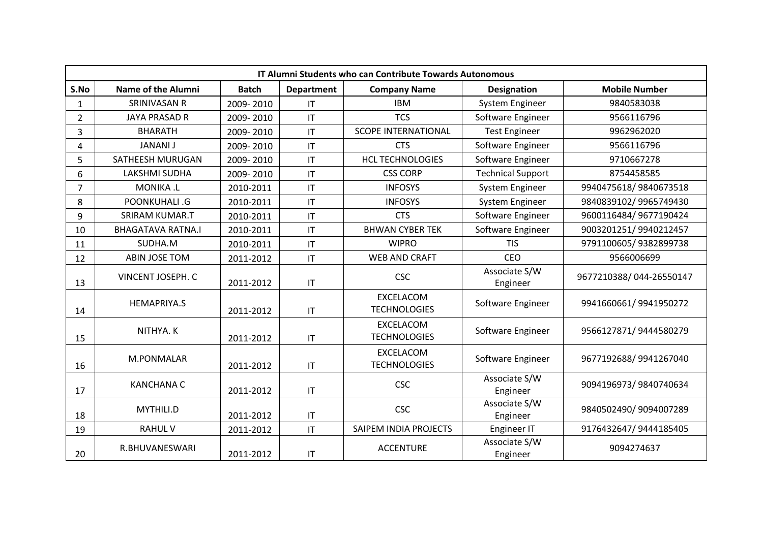| IT Alumni Students who can Contribute Towards Autonomous | | | | | | |
|---|---|---|---|---|---|---|
| S.No | Name of the Alumni | Batch | Department | Company Name | Designation | Mobile Number |
| 1 | SRINIVASAN R | 2009- 2010 | IT | IBM | System Engineer | 9840583038 |
| 2 | JAYA PRASAD R | 2009- 2010 | IT | TCS | Software Engineer | 9566116796 |
| 3 | BHARATH | 2009- 2010 | IT | SCOPE INTERNATIONAL | Test Engineer | 9962962020 |
| 4 | JANANI J | 2009- 2010 | IT | CTS | Software Engineer | 9566116796 |
| 5 | SATHEESH MURUGAN | 2009- 2010 | IT | HCL TECHNOLOGIES | Software Engineer | 9710667278 |
| 6 | LAKSHMI SUDHA | 2009- 2010 | IT | CSS CORP | Technical Support | 8754458585 |
| 7 | MONIKA .L | 2010-2011 | IT | INFOSYS | System Engineer | 9940475618/ 9840673518 |
| 8 | POONKUHALI .G | 2010-2011 | IT | INFOSYS | System Engineer | 9840839102/ 9965749430 |
| 9 | SRIRAM KUMAR.T | 2010-2011 | IT | CTS | Software Engineer | 9600116484/ 9677190424 |
| 10 | BHAGATAVA RATNA.I | 2010-2011 | IT | BHWAN CYBER TEK | Software Engineer | 9003201251/ 9940212457 |
| 11 | SUDHA.M | 2010-2011 | IT | WIPRO | TIS | 9791100605/ 9382899738 |
| 12 | ABIN JOSE TOM | 2011-2012 | IT | WEB AND CRAFT | CEO | 9566006699 |
| 13 | VINCENT JOSEPH. C | 2011-2012 | IT | CSC | Associate S/W Engineer | 9677210388/ 044-26550147 |
| 14 | HEMAPRIYA.S | 2011-2012 | IT | EXCELACOM TECHNOLOGIES | Software Engineer | 9941660661/ 9941950272 |
| 15 | NITHYA. K | 2011-2012 | IT | EXCELACOM TECHNOLOGIES | Software Engineer | 9566127871/ 9444580279 |
| 16 | M.PONMALAR | 2011-2012 | IT | EXCELACOM TECHNOLOGIES | Software Engineer | 9677192688/ 9941267040 |
| 17 | KANCHANA C | 2011-2012 | IT | CSC | Associate S/W Engineer | 9094196973/ 9840740634 |
| 18 | MYTHILI.D | 2011-2012 | IT | CSC | Associate S/W Engineer | 9840502490/ 9094007289 |
| 19 | RAHUL V | 2011-2012 | IT | SAIPEM INDIA PROJECTS | Engineer IT | 9176432647/ 9444185405 |
| 20 | R.BHUVANESWARI | 2011-2012 | IT | ACCENTURE | Associate S/W Engineer | 9094274637 |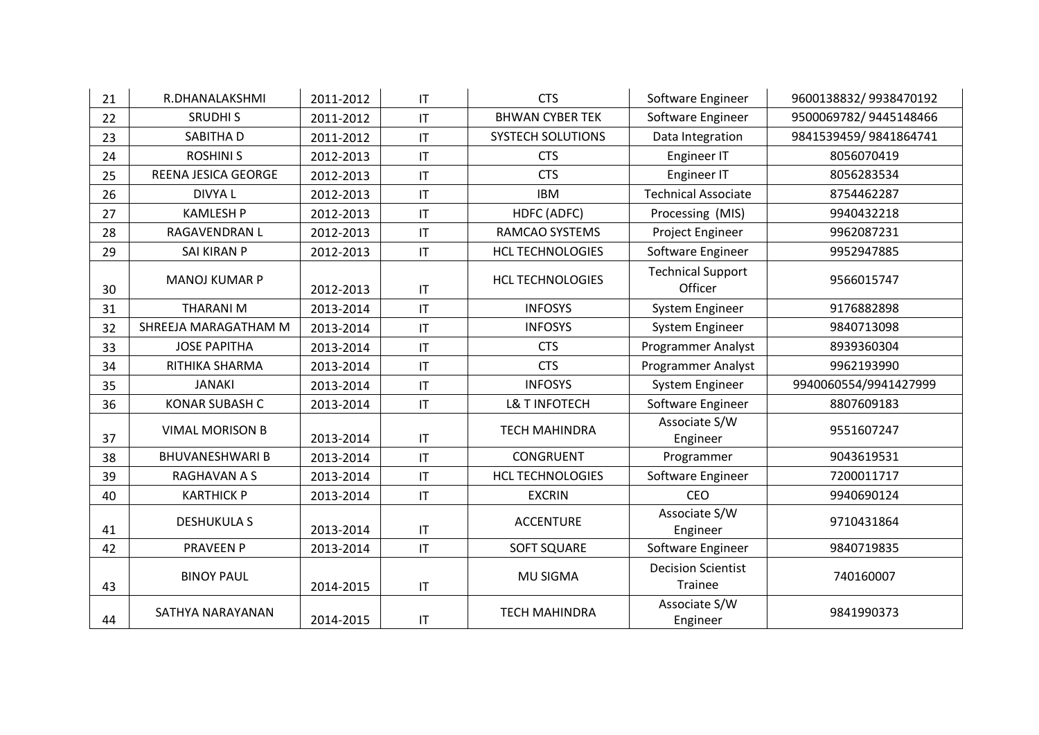| 21 | R.DHANALAKSHMI | 2011-2012 | IT | CTS | Software Engineer | 9600138832/ 9938470192 |
|---|---|---|---|---|---|---|
| 22 | SRUDHI S | 2011-2012 | IT | BHWAN CYBER TEK | Software Engineer | 9500069782/ 9445148466 |
| 23 | SABITHA D | 2011-2012 | IT | SYSTECH SOLUTIONS | Data Integration | 9841539459/ 9841864741 |
| 24 | ROSHINI S | 2012-2013 | IT | CTS | Engineer IT | 8056070419 |
| 25 | REENA JESICA GEORGE | 2012-2013 | IT | CTS | Engineer IT | 8056283534 |
| 26 | DIVYA L | 2012-2013 | IT | IBM | Technical Associate | 8754462287 |
| 27 | KAMLESH P | 2012-2013 | IT | HDFC (ADFC) | Processing (MIS) | 9940432218 |
| 28 | RAGAVENDRAN L | 2012-2013 | IT | RAMCAO SYSTEMS | Project Engineer | 9962087231 |
| 29 | SAI KIRAN P | 2012-2013 | IT | HCL TECHNOLOGIES | Software Engineer | 9952947885 |
| 30 | MANOJ KUMAR P | 2012-2013 | IT | HCL TECHNOLOGIES | Technical Support Officer | 9566015747 |
| 31 | THARANI M | 2013-2014 | IT | INFOSYS | System Engineer | 9176882898 |
| 32 | SHREEJA MARAGATHAM M | 2013-2014 | IT | INFOSYS | System Engineer | 9840713098 |
| 33 | JOSE PAPITHA | 2013-2014 | IT | CTS | Programmer Analyst | 8939360304 |
| 34 | RITHIKA SHARMA | 2013-2014 | IT | CTS | Programmer Analyst | 9962193990 |
| 35 | JANAKI | 2013-2014 | IT | INFOSYS | System Engineer | 9940060554/9941427999 |
| 36 | KONAR SUBASH C | 2013-2014 | IT | L& T INFOTECH | Software Engineer | 8807609183 |
| 37 | VIMAL MORISON B | 2013-2014 | IT | TECH MAHINDRA | Associate S/W Engineer | 9551607247 |
| 38 | BHUVANESHWARI B | 2013-2014 | IT | CONGRUENT | Programmer | 9043619531 |
| 39 | RAGHAVAN A S | 2013-2014 | IT | HCL TECHNOLOGIES | Software Engineer | 7200011717 |
| 40 | KARTHICK P | 2013-2014 | IT | EXCRIN | CEO | 9940690124 |
| 41 | DESHUKULA S | 2013-2014 | IT | ACCENTURE | Associate S/W Engineer | 9710431864 |
| 42 | PRAVEEN P | 2013-2014 | IT | SOFT SQUARE | Software Engineer | 9840719835 |
| 43 | BINOY PAUL | 2014-2015 | IT | MU SIGMA | Decision Scientist Trainee | 740160007 |
| 44 | SATHYA NARAYANAN | 2014-2015 | IT | TECH MAHINDRA | Associate S/W Engineer | 9841990373 |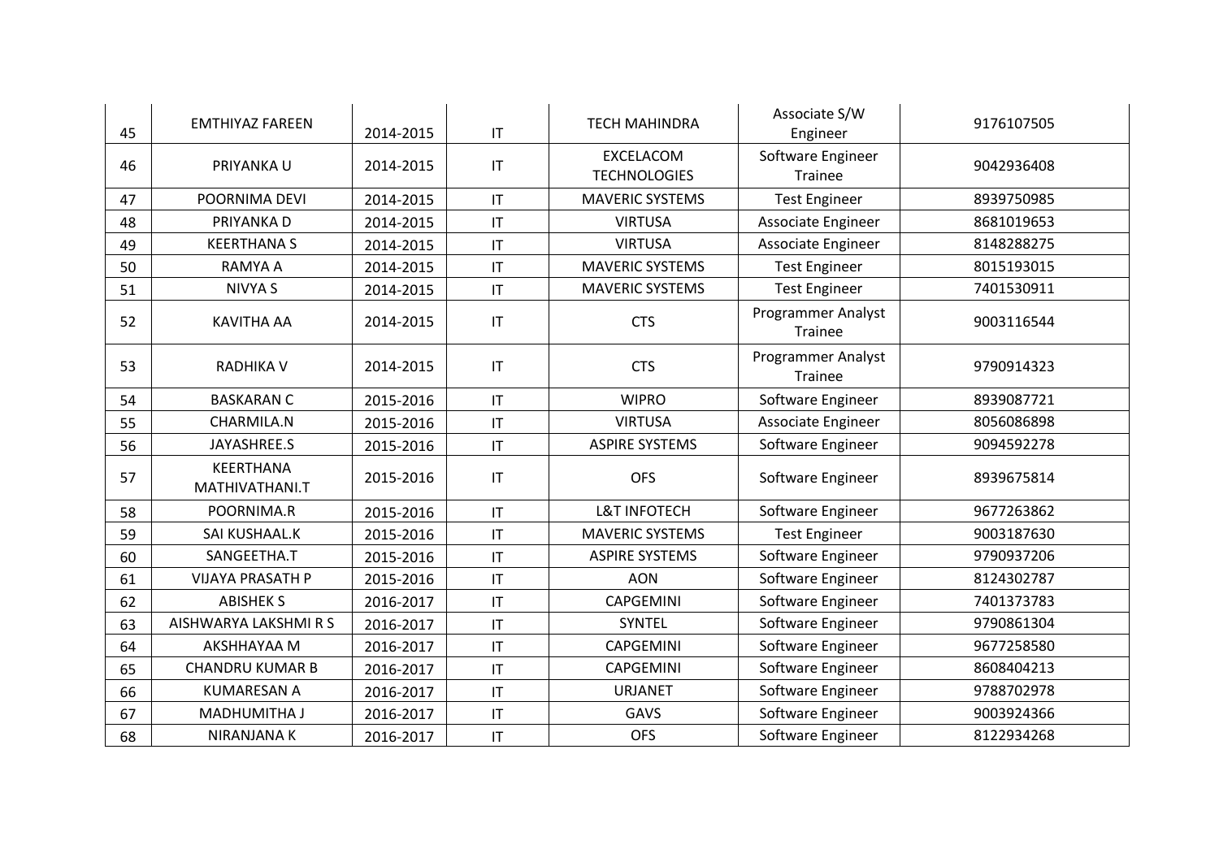| 45 | EMTHIYAZ FAREEN | 2014-2015 | IT | TECH MAHINDRA | Associate S/W Engineer | 9176107505 |
|---|---|---|---|---|---|---|
| 46 | PRIYANKA U | 2014-2015 | IT | EXCELACOM TECHNOLOGIES | Software Engineer Trainee | 9042936408 |
| 47 | POORNIMA DEVI | 2014-2015 | IT | MAVERIC SYSTEMS | Test Engineer | 8939750985 |
| 48 | PRIYANKA D | 2014-2015 | IT | VIRTUSA | Associate Engineer | 8681019653 |
| 49 | KEERTHANA S | 2014-2015 | IT | VIRTUSA | Associate Engineer | 8148288275 |
| 50 | RAMYA A | 2014-2015 | IT | MAVERIC SYSTEMS | Test Engineer | 8015193015 |
| 51 | NIVYA S | 2014-2015 | IT | MAVERIC SYSTEMS | Test Engineer | 7401530911 |
| 52 | KAVITHA AA | 2014-2015 | IT | CTS | Programmer Analyst Trainee | 9003116544 |
| 53 | RADHIKA V | 2014-2015 | IT | CTS | Programmer Analyst Trainee | 9790914323 |
| 54 | BASKARAN C | 2015-2016 | IT | WIPRO | Software Engineer | 8939087721 |
| 55 | CHARMILA.N | 2015-2016 | IT | VIRTUSA | Associate Engineer | 8056086898 |
| 56 | JAYASHREE.S | 2015-2016 | IT | ASPIRE SYSTEMS | Software Engineer | 9094592278 |
| 57 | KEERTHANA MATHIVATHANI.T | 2015-2016 | IT | OFS | Software Engineer | 8939675814 |
| 58 | POORNIMA.R | 2015-2016 | IT | L&T INFOTECH | Software Engineer | 9677263862 |
| 59 | SAI KUSHAAL.K | 2015-2016 | IT | MAVERIC SYSTEMS | Test Engineer | 9003187630 |
| 60 | SANGEETHA.T | 2015-2016 | IT | ASPIRE SYSTEMS | Software Engineer | 9790937206 |
| 61 | VIJAYA PRASATH P | 2015-2016 | IT | AON | Software Engineer | 8124302787 |
| 62 | ABISHEK S | 2016-2017 | IT | CAPGEMINI | Software Engineer | 7401373783 |
| 63 | AISHWARYA LAKSHMI R S | 2016-2017 | IT | SYNTEL | Software Engineer | 9790861304 |
| 64 | AKSHHAYAA M | 2016-2017 | IT | CAPGEMINI | Software Engineer | 9677258580 |
| 65 | CHANDRU KUMAR B | 2016-2017 | IT | CAPGEMINI | Software Engineer | 8608404213 |
| 66 | KUMARESAN A | 2016-2017 | IT | URJANET | Software Engineer | 9788702978 |
| 67 | MADHUMITHA J | 2016-2017 | IT | GAVS | Software Engineer | 9003924366 |
| 68 | NIRANJANA K | 2016-2017 | IT | OFS | Software Engineer | 8122934268 |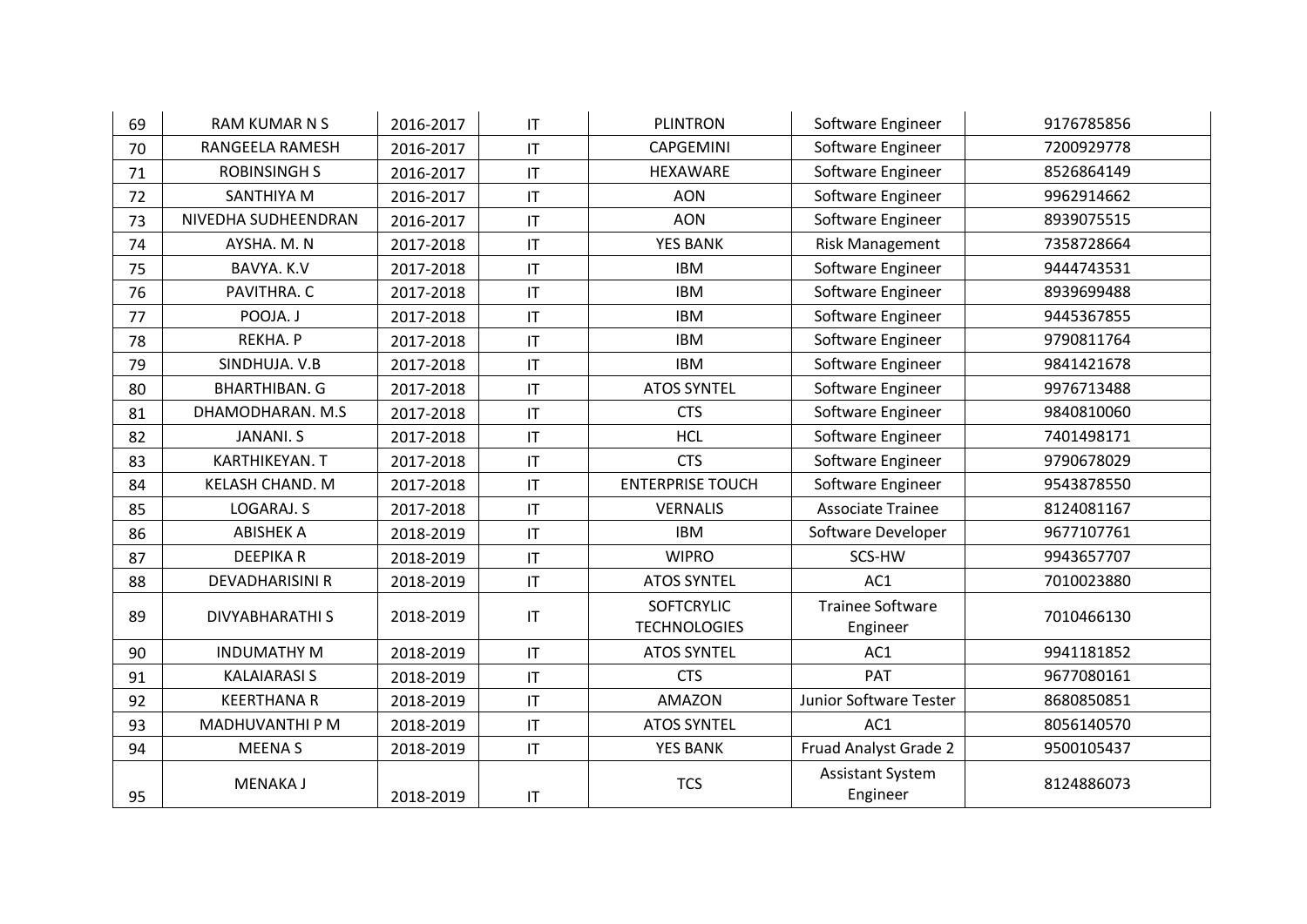| 69 | RAM KUMAR N S | 2016-2017 | IT | PLINTRON | Software Engineer | 9176785856 |
|---|---|---|---|---|---|---|
| 70 | RANGEELA RAMESH | 2016-2017 | IT | CAPGEMINI | Software Engineer | 7200929778 |
| 71 | ROBINSINGH S | 2016-2017 | IT | HEXAWARE | Software Engineer | 8526864149 |
| 72 | SANTHIYA M | 2016-2017 | IT | AON | Software Engineer | 9962914662 |
| 73 | NIVEDHA SUDHEENDRAN | 2016-2017 | IT | AON | Software Engineer | 8939075515 |
| 74 | AYSHA. M. N | 2017-2018 | IT | YES BANK | Risk Management | 7358728664 |
| 75 | BAVYA. K.V | 2017-2018 | IT | IBM | Software Engineer | 9444743531 |
| 76 | PAVITHRA. C | 2017-2018 | IT | IBM | Software Engineer | 8939699488 |
| 77 | POOJA. J | 2017-2018 | IT | IBM | Software Engineer | 9445367855 |
| 78 | REKHA. P | 2017-2018 | IT | IBM | Software Engineer | 9790811764 |
| 79 | SINDHUJA. V.B | 2017-2018 | IT | IBM | Software Engineer | 9841421678 |
| 80 | BHARTHIBAN. G | 2017-2018 | IT | ATOS SYNTEL | Software Engineer | 9976713488 |
| 81 | DHAMODHARAN. M.S | 2017-2018 | IT | CTS | Software Engineer | 9840810060 |
| 82 | JANANI. S | 2017-2018 | IT | HCL | Software Engineer | 7401498171 |
| 83 | KARTHIKEYAN. T | 2017-2018 | IT | CTS | Software Engineer | 9790678029 |
| 84 | KELASH CHAND. M | 2017-2018 | IT | ENTERPRISE TOUCH | Software Engineer | 9543878550 |
| 85 | LOGARAJ. S | 2017-2018 | IT | VERNALIS | Associate Trainee | 8124081167 |
| 86 | ABISHEK A | 2018-2019 | IT | IBM | Software Developer | 9677107761 |
| 87 | DEEPIKA R | 2018-2019 | IT | WIPRO | SCS-HW | 9943657707 |
| 88 | DEVADHARISINI R | 2018-2019 | IT | ATOS SYNTEL | AC1 | 7010023880 |
| 89 | DIVYABHARATHI S | 2018-2019 | IT | SOFTCRYLIC TECHNOLOGIES | Trainee Software Engineer | 7010466130 |
| 90 | INDUMATHY M | 2018-2019 | IT | ATOS SYNTEL | AC1 | 9941181852 |
| 91 | KALAIARASI S | 2018-2019 | IT | CTS | PAT | 9677080161 |
| 92 | KEERTHANA R | 2018-2019 | IT | AMAZON | Junior Software Tester | 8680850851 |
| 93 | MADHUVANTHI P M | 2018-2019 | IT | ATOS SYNTEL | AC1 | 8056140570 |
| 94 | MEENA S | 2018-2019 | IT | YES BANK | Fruad Analyst Grade 2 | 9500105437 |
| 95 | MENAKA J | 2018-2019 | IT | TCS | Assistant System Engineer | 8124886073 |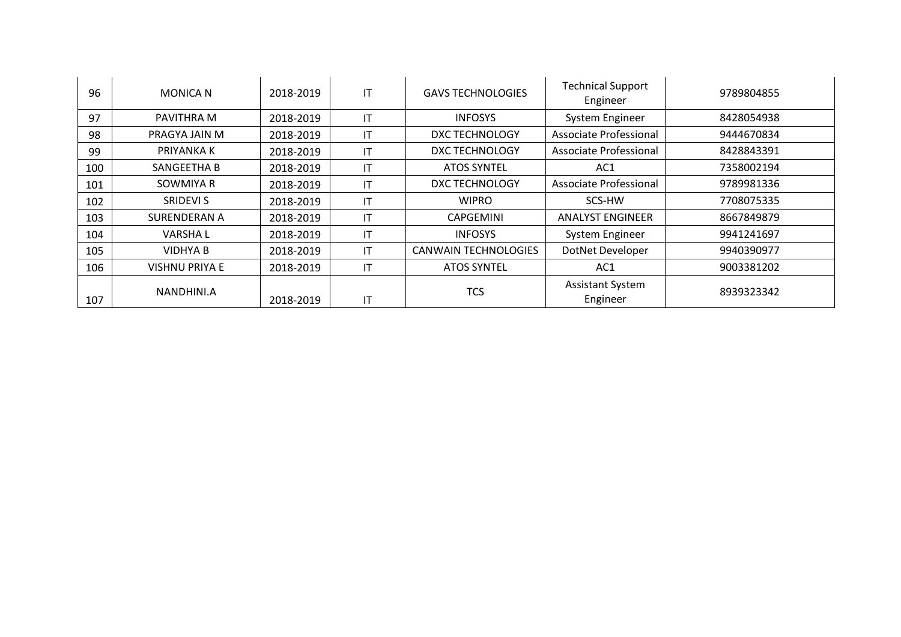| | | | | | | |
|---|---|---|---|---|---|---|
| 96 | MONICA N | 2018-2019 | IT | GAVS TECHNOLOGIES | Technical Support Engineer | 9789804855 |
| 97 | PAVITHRA M | 2018-2019 | IT | INFOSYS | System Engineer | 8428054938 |
| 98 | PRAGYA JAIN M | 2018-2019 | IT | DXC TECHNOLOGY | Associate Professional | 9444670834 |
| 99 | PRIYANKA K | 2018-2019 | IT | DXC TECHNOLOGY | Associate Professional | 8428843391 |
| 100 | SANGEETHA B | 2018-2019 | IT | ATOS SYNTEL | AC1 | 7358002194 |
| 101 | SOWMIYA R | 2018-2019 | IT | DXC TECHNOLOGY | Associate Professional | 9789981336 |
| 102 | SRIDEVI S | 2018-2019 | IT | WIPRO | SCS-HW | 7708075335 |
| 103 | SURENDERAN A | 2018-2019 | IT | CAPGEMINI | ANALYST ENGINEER | 8667849879 |
| 104 | VARSHA L | 2018-2019 | IT | INFOSYS | System Engineer | 9941241697 |
| 105 | VIDHYA B | 2018-2019 | IT | CANWAIN TECHNOLOGIES | DotNet Developer | 9940390977 |
| 106 | VISHNU PRIYA E | 2018-2019 | IT | ATOS SYNTEL | AC1 | 9003381202 |
| 107 | NANDHINI.A | 2018-2019 | IT | TCS | Assistant System Engineer | 8939323342 |